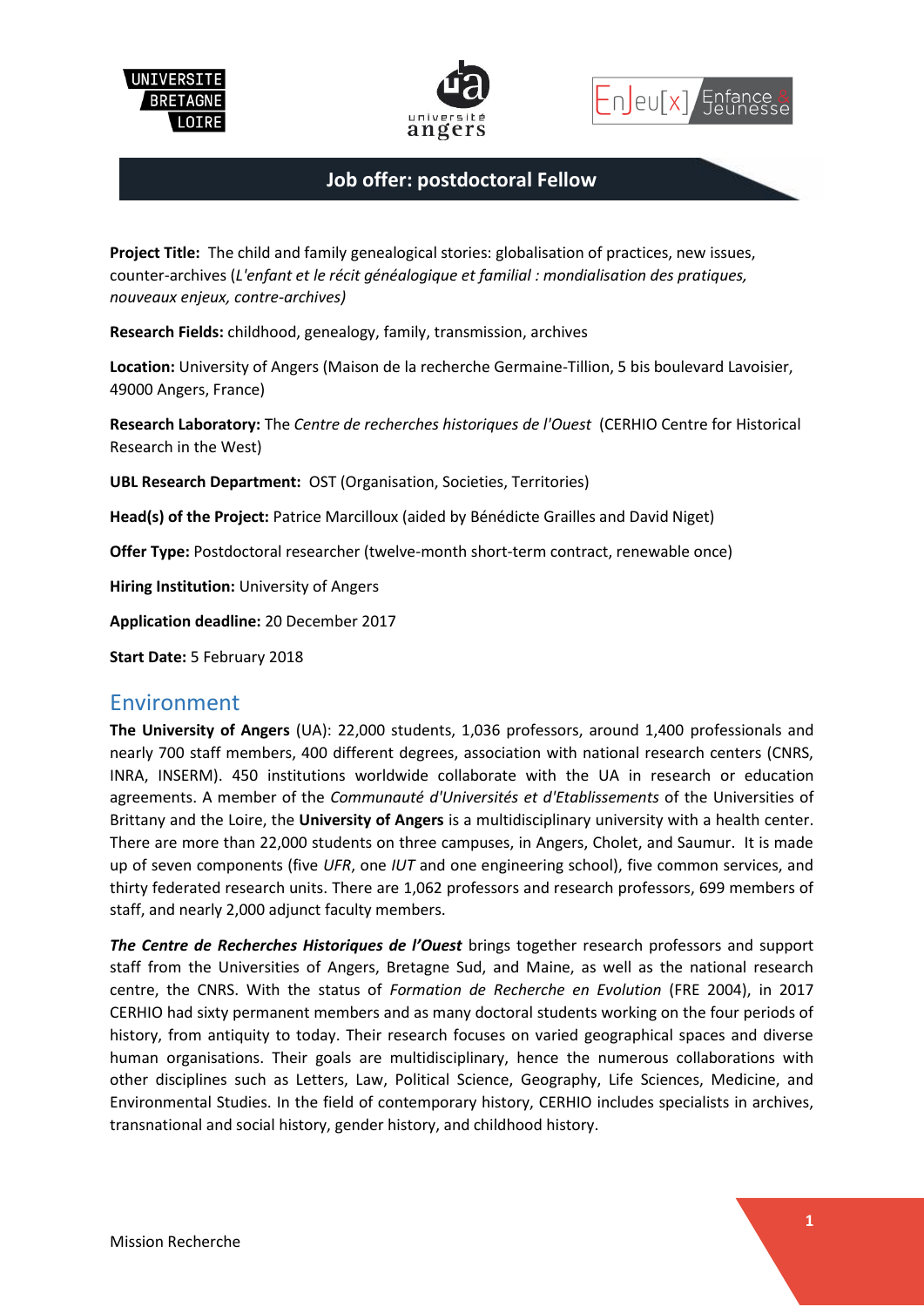## Job offer: postdoctoral Fellow

**Project Title:** The child and family genealogical stories: globalisation of practices, new issues, counter-archives (*L'enfant et le récit généalogique et familial : mondialisation des pratiques, nouveaux enjeux, contre-archives)*

**Research Fields:** childhood, genealogy, family, transmission, archives

**Location:** University of Angers (Maison de la recherche Germaine-Tillion, 5 bis boulevard Lavoisier, 49000 Angers, France)

**Research Laboratory:** The *Centre de recherches historiques de l'Ouest* (CERHIO Centre for Historical Research in the West)

**UBL Research Department:** OST (Organisation, Societies, Territories)

**Head(s) of the Project:** Patrice Marcilloux (aided by Bénédicte Grailles and David Niget)

**Offer Type:** Postdoctoral researcher (twelve-month short-term contract, renewable once)

**Hiring Institution:** University of Angers

**Application deadline:** 20 December 2017

**Start Date:** 5 February 2018

## Environment

**The University of Angers** (UA): 22,000 students, 1,036 professors, around 1,400 professionals and nearly 700 staff members, 400 different degrees, association with national research centers (CNRS, INRA, INSERM). 450 institutions worldwide collaborate with the UA in research or education agreements. A member of the *Communauté d'Universités et d'Etablissements* of the Universities of Brittany and the Loire, the **University of Angers** is a multidisciplinary university with a health center. There are more than 22,000 students on three campuses, in Angers, Cholet, and Saumur. It is made up of seven components (five *UFR*, one *IUT* and one engineering school), five common services, and thirty federated research units. There are 1,062 professors and research professors, 699 members of staff, and nearly 2,000 adjunct faculty members.

***The Centre de Recherches Historiques de l'Ouest*** brings together research professors and support staff from the Universities of Angers, Bretagne Sud, and Maine, as well as the national research centre, the CNRS. With the status of *Formation de Recherche en Evolution* (FRE 2004), in 2017 CERHIO had sixty permanent members and as many doctoral students working on the four periods of history, from antiquity to today. Their research focuses on varied geographical spaces and diverse human organisations. Their goals are multidisciplinary, hence the numerous collaborations with other disciplines such as Letters, Law, Political Science, Geography, Life Sciences, Medicine, and Environmental Studies. In the field of contemporary history, CERHIO includes specialists in archives, transnational and social history, gender history, and childhood history.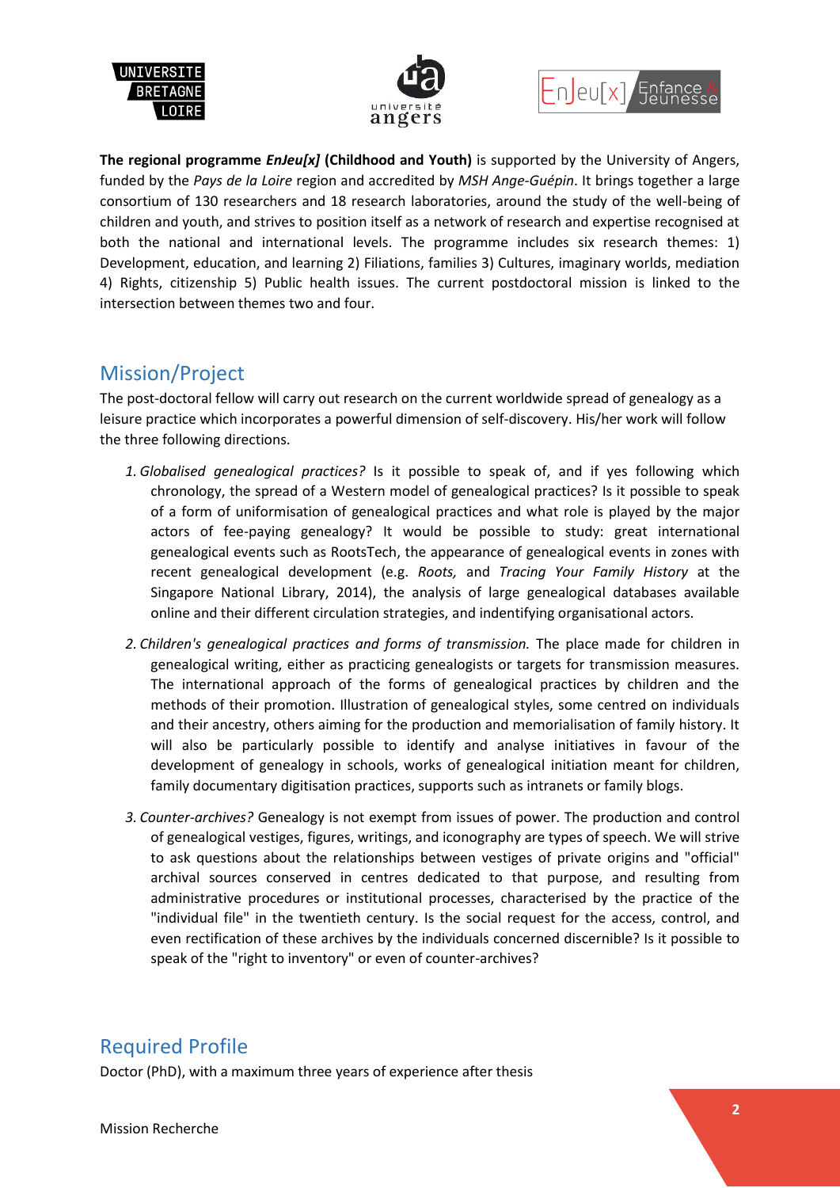**The regional programme *EnJeu[x]* (Childhood and Youth)** is supported by the University of Angers, funded by the *Pays de la Loire* region and accredited by *MSH Ange-Guépin*. It brings together a large consortium of 130 researchers and 18 research laboratories, around the study of the well-being of children and youth, and strives to position itself as a network of research and expertise recognised at both the national and international levels. The programme includes six research themes: 1) Development, education, and learning 2) Filiations, families 3) Cultures, imaginary worlds, mediation 4) Rights, citizenship 5) Public health issues. The current postdoctoral mission is linked to the intersection between themes two and four.

## Mission/Project

The post-doctoral fellow will carry out research on the current worldwide spread of genealogy as a leisure practice which incorporates a powerful dimension of self-discovery. His/her work will follow the three following directions.

1. *Globalised genealogical practices?* Is it possible to speak of, and if yes following which chronology, the spread of a Western model of genealogical practices? Is it possible to speak of a form of uniformisation of genealogical practices and what role is played by the major actors of fee-paying genealogy? It would be possible to study: great international genealogical events such as RootsTech, the appearance of genealogical events in zones with recent genealogical development (e.g. *Roots,* and *Tracing Your Family History* at the Singapore National Library, 2014), the analysis of large genealogical databases available online and their different circulation strategies, and indentifying organisational actors.
2. *Children's genealogical practices and forms of transmission.* The place made for children in genealogical writing, either as practicing genealogists or targets for transmission measures. The international approach of the forms of genealogical practices by children and the methods of their promotion. Illustration of genealogical styles, some centred on individuals and their ancestry, others aiming for the production and memorialisation of family history. It will also be particularly possible to identify and analyse initiatives in favour of the development of genealogy in schools, works of genealogical initiation meant for children, family documentary digitisation practices, supports such as intranets or family blogs.
3. *Counter-archives?* Genealogy is not exempt from issues of power. The production and control of genealogical vestiges, figures, writings, and iconography are types of speech. We will strive to ask questions about the relationships between vestiges of private origins and "official" archival sources conserved in centres dedicated to that purpose, and resulting from administrative procedures or institutional processes, characterised by the practice of the "individual file" in the twentieth century. Is the social request for the access, control, and even rectification of these archives by the individuals concerned discernible? Is it possible to speak of the "right to inventory" or even of counter-archives?

## Required Profile

Doctor (PhD), with a maximum three years of experience after thesis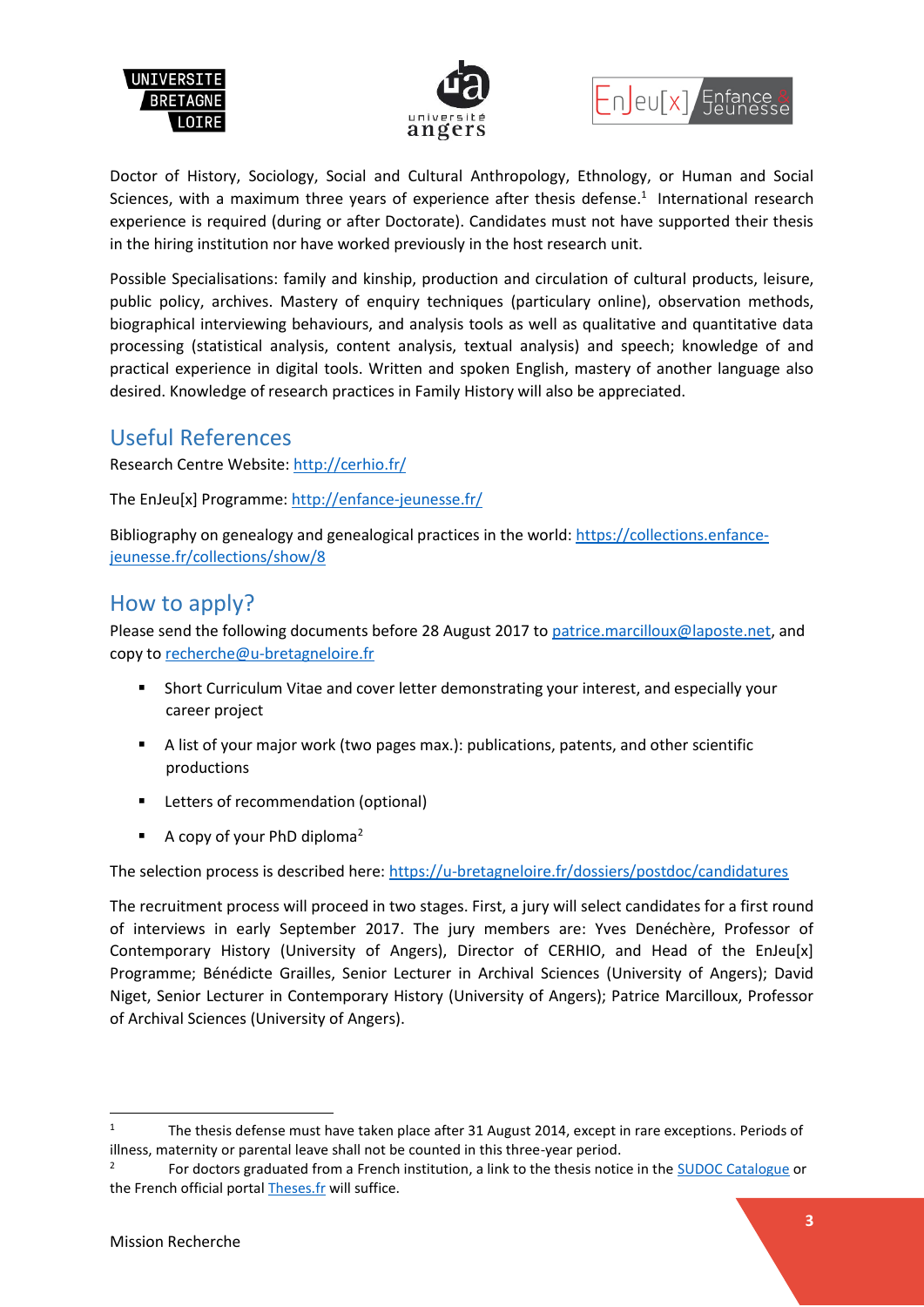Doctor of History, Sociology, Social and Cultural Anthropology, Ethnology, or Human and Social Sciences, with a maximum three years of experience after thesis defense.[1] International research experience is required (during or after Doctorate). Candidates must not have supported their thesis in the hiring institution nor have worked previously in the host research unit.

Possible Specialisations: family and kinship, production and circulation of cultural products, leisure, public policy, archives. Mastery of enquiry techniques (particulary online), observation methods, biographical interviewing behaviours, and analysis tools as well as qualitative and quantitative data processing (statistical analysis, content analysis, textual analysis) and speech; knowledge of and practical experience in digital tools. Written and spoken English, mastery of another language also desired. Knowledge of research practices in Family History will also be appreciated.

## Useful References

Research Centre Website: http://cerhio.fr/

The EnJeu[x] Programme: http://enfance-jeunesse.fr/

Bibliography on genealogy and genealogical practices in the world: https://collections.enfance-jeunesse.fr/collections/show/8

## How to apply?

Please send the following documents before 28 August 2017 to patrice.marcilloux@laposte.net, and copy to recherche@u-bretagneloire.fr

- Short Curriculum Vitae and cover letter demonstrating your interest, and especially your career project
- A list of your major work (two pages max.): publications, patents, and other scientific productions
- Letters of recommendation (optional)
- A copy of your PhD diploma[2]

The selection process is described here: https://u-bretagneloire.fr/dossiers/postdoc/candidatures

The recruitment process will proceed in two stages. First, a jury will select candidates for a first round of interviews in early September 2017. The jury members are: Yves Denéchère, Professor of Contemporary History (University of Angers), Director of CERHIO, and Head of the EnJeu[x] Programme; Bénédicte Grailles, Senior Lecturer in Archival Sciences (University of Angers); David Niget, Senior Lecturer in Contemporary History (University of Angers); Patrice Marcilloux, Professor of Archival Sciences (University of Angers).

---

[1] The thesis defense must have taken place after 31 August 2014, except in rare exceptions. Periods of illness, maternity or parental leave shall not be counted in this three-year period.

[2] For doctors graduated from a French institution, a link to the thesis notice in the SUDOC Catalogue or the French official portal Theses.fr will suffice.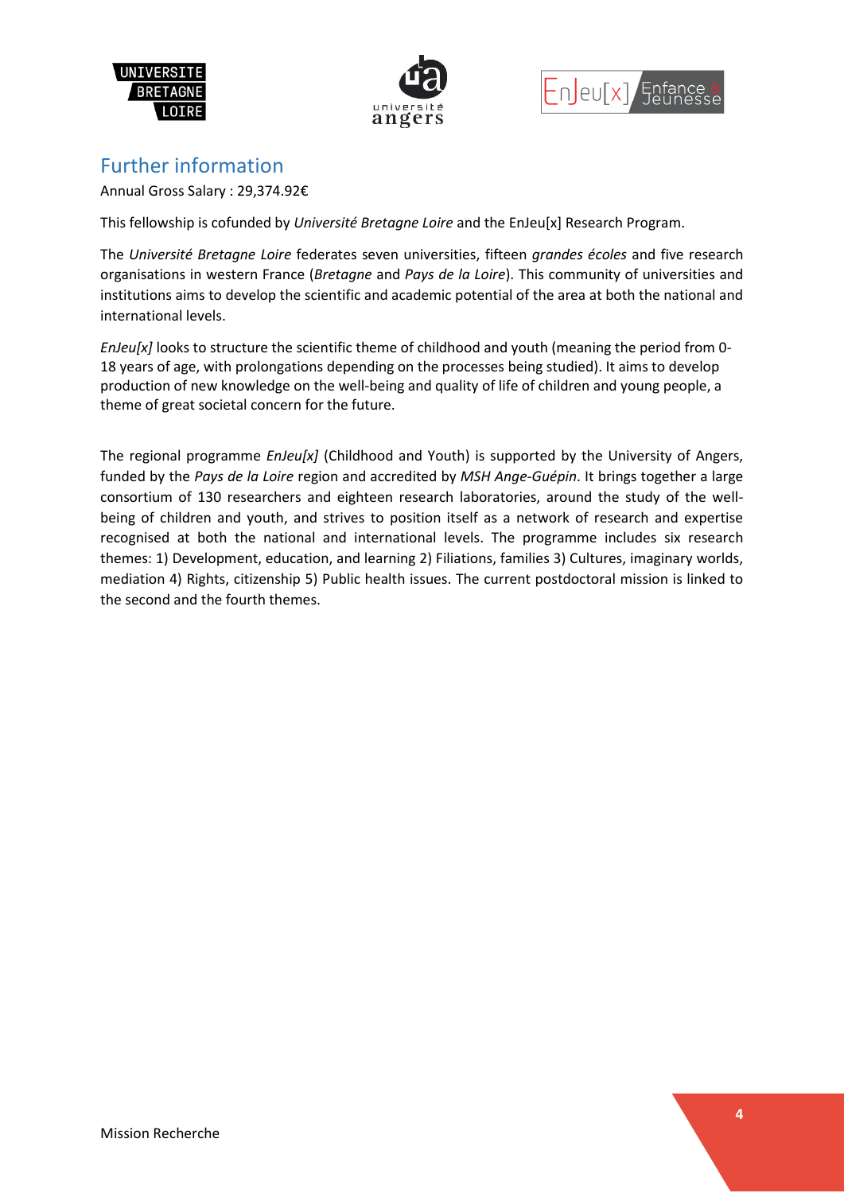## Further information

Annual Gross Salary : 29,374.92€

This fellowship is cofunded by *Université Bretagne Loire* and the EnJeu[x] Research Program.

The *Université Bretagne Loire* federates seven universities, fifteen *grandes écoles* and five research organisations in western France (*Bretagne* and *Pays de la Loire*). This community of universities and institutions aims to develop the scientific and academic potential of the area at both the national and international levels.

*EnJeu[x]* looks to structure the scientific theme of childhood and youth (meaning the period from 0-18 years of age, with prolongations depending on the processes being studied). It aims to develop production of new knowledge on the well-being and quality of life of children and young people, a theme of great societal concern for the future.

The regional programme *EnJeu[x]* (Childhood and Youth) is supported by the University of Angers, funded by the *Pays de la Loire* region and accredited by *MSH Ange-Guépin*. It brings together a large consortium of 130 researchers and eighteen research laboratories, around the study of the well-being of children and youth, and strives to position itself as a network of research and expertise recognised at both the national and international levels. The programme includes six research themes: 1) Development, education, and learning 2) Filiations, families 3) Cultures, imaginary worlds, mediation 4) Rights, citizenship 5) Public health issues. The current postdoctoral mission is linked to the second and the fourth themes.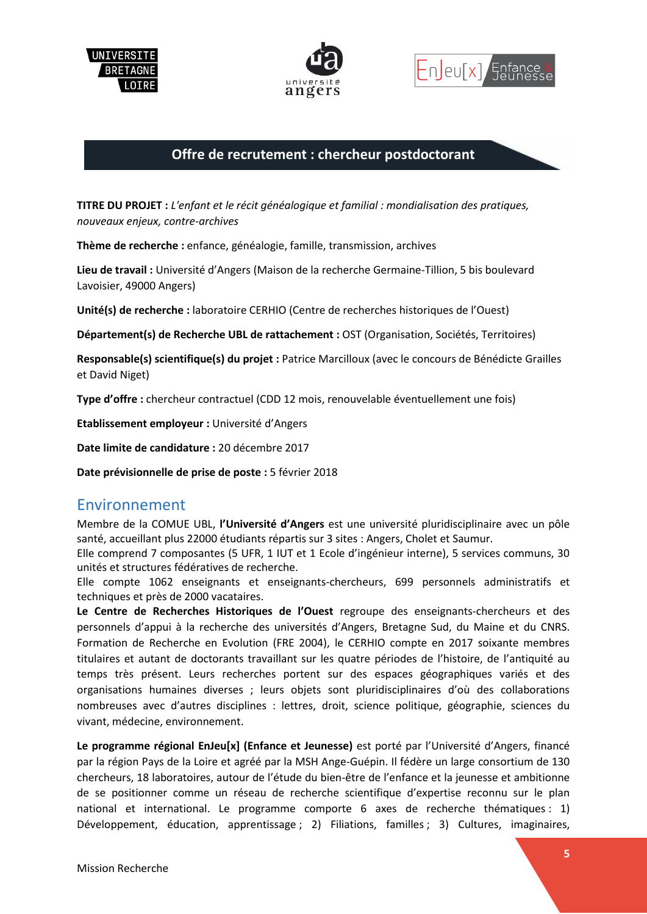## Offre de recrutement : chercheur postdoctorant

**TITRE DU PROJET :** *L'enfant et le récit généalogique et familial : mondialisation des pratiques, nouveaux enjeux, contre-archives*

**Thème de recherche :** enfance, généalogie, famille, transmission, archives

**Lieu de travail :** Université d'Angers (Maison de la recherche Germaine-Tillion, 5 bis boulevard Lavoisier, 49000 Angers)

**Unité(s) de recherche :** laboratoire CERHIO (Centre de recherches historiques de l'Ouest)

**Département(s) de Recherche UBL de rattachement :** OST (Organisation, Sociétés, Territoires)

**Responsable(s) scientifique(s) du projet :** Patrice Marcilloux (avec le concours de Bénédicte Grailles et David Niget)

**Type d'offre :** chercheur contractuel (CDD 12 mois, renouvelable éventuellement une fois)

**Etablissement employeur :** Université d'Angers

**Date limite de candidature :** 20 décembre 2017

**Date prévisionnelle de prise de poste :** 5 février 2018

## Environnement

Membre de la COMUE UBL, **l'Université d'Angers** est une université pluridisciplinaire avec un pôle santé, accueillant plus 22000 étudiants répartis sur 3 sites : Angers, Cholet et Saumur.
Elle comprend 7 composantes (5 UFR, 1 IUT et 1 Ecole d'ingénieur interne), 5 services communs, 30 unités et structures fédératives de recherche.
Elle compte 1062 enseignants et enseignants-chercheurs, 699 personnels administratifs et techniques et près de 2000 vacataires.
**Le Centre de Recherches Historiques de l'Ouest** regroupe des enseignants-chercheurs et des personnels d'appui à la recherche des universités d'Angers, Bretagne Sud, du Maine et du CNRS. Formation de Recherche en Evolution (FRE 2004), le CERHIO compte en 2017 soixante membres titulaires et autant de doctorants travaillant sur les quatre périodes de l'histoire, de l'antiquité au temps très présent. Leurs recherches portent sur des espaces géographiques variés et des organisations humaines diverses ; leurs objets sont pluridisciplinaires d'où des collaborations nombreuses avec d'autres disciplines : lettres, droit, science politique, géographie, sciences du vivant, médecine, environnement.

**Le programme régional EnJeu[x] (Enfance et Jeunesse)** est porté par l'Université d'Angers, financé par la région Pays de la Loire et agréé par la MSH Ange-Guépin. Il fédère un large consortium de 130 chercheurs, 18 laboratoires, autour de l'étude du bien-être de l'enfance et la jeunesse et ambitionne de se positionner comme un réseau de recherche scientifique d'expertise reconnu sur le plan national et international. Le programme comporte 6 axes de recherche thématiques : 1) Développement, éducation, apprentissage ; 2) Filiations, familles ; 3) Cultures, imaginaires,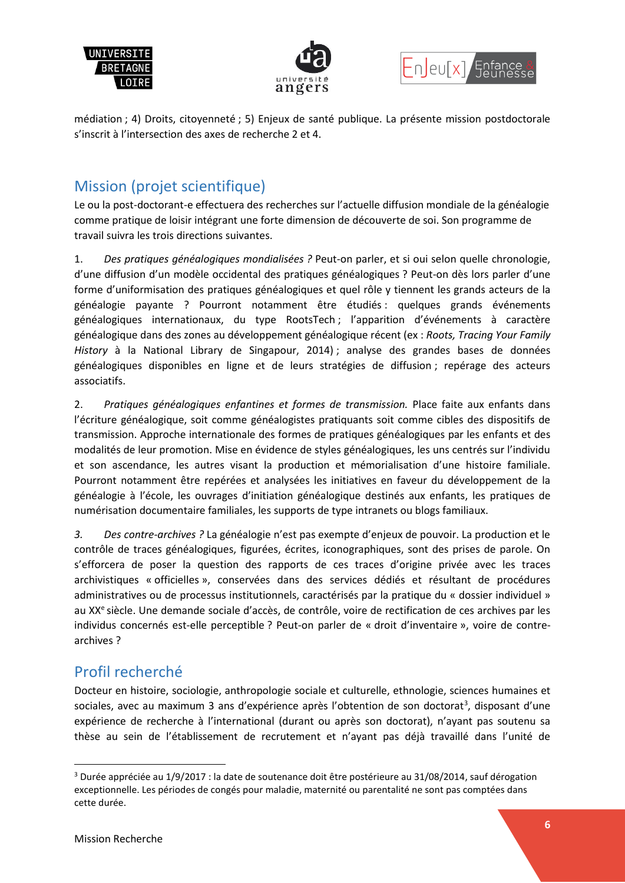médiation ; 4) Droits, citoyenneté ; 5) Enjeux de santé publique. La présente mission postdoctorale s'inscrit à l'intersection des axes de recherche 2 et 4.

## Mission (projet scientifique)

Le ou la post-doctorant-e effectuera des recherches sur l'actuelle diffusion mondiale de la généalogie comme pratique de loisir intégrant une forte dimension de découverte de soi. Son programme de travail suivra les trois directions suivantes.

1. *Des pratiques généalogiques mondialisées ?* Peut-on parler, et si oui selon quelle chronologie, d'une diffusion d'un modèle occidental des pratiques généalogiques ? Peut-on dès lors parler d'une forme d'uniformisation des pratiques généalogiques et quel rôle y tiennent les grands acteurs de la généalogie payante ? Pourront notamment être étudiés : quelques grands événements généalogiques internationaux, du type RootsTech ; l'apparition d'événements à caractère généalogique dans des zones au développement généalogique récent (ex : *Roots, Tracing Your Family History* à la National Library de Singapour, 2014) ; analyse des grandes bases de données généalogiques disponibles en ligne et de leurs stratégies de diffusion ; repérage des acteurs associatifs.

2. *Pratiques généalogiques enfantines et formes de transmission.* Place faite aux enfants dans l'écriture généalogique, soit comme généalogistes pratiquants soit comme cibles des dispositifs de transmission. Approche internationale des formes de pratiques généalogiques par les enfants et des modalités de leur promotion. Mise en évidence de styles généalogiques, les uns centrés sur l'individu et son ascendance, les autres visant la production et mémorialisation d'une histoire familiale. Pourront notamment être repérées et analysées les initiatives en faveur du développement de la généalogie à l'école, les ouvrages d'initiation généalogique destinés aux enfants, les pratiques de numérisation documentaire familiales, les supports de type intranets ou blogs familiaux.

3. *Des contre-archives ?* La généalogie n'est pas exempte d'enjeux de pouvoir. La production et le contrôle de traces généalogiques, figurées, écrites, iconographiques, sont des prises de parole. On s'efforcera de poser la question des rapports de ces traces d'origine privée avec les traces archivistiques « officielles », conservées dans des services dédiés et résultant de procédures administratives ou de processus institutionnels, caractérisés par la pratique du « dossier individuel » au XXᵉ siècle. Une demande sociale d'accès, de contrôle, voire de rectification de ces archives par les individus concernés est-elle perceptible ? Peut-on parler de « droit d'inventaire », voire de contre-archives ?

## Profil recherché

Docteur en histoire, sociologie, anthropologie sociale et culturelle, ethnologie, sciences humaines et sociales, avec au maximum 3 ans d'expérience après l'obtention de son doctorat[3], disposant d'une expérience de recherche à l'international (durant ou après son doctorat), n'ayant pas soutenu sa thèse au sein de l'établissement de recrutement et n'ayant pas déjà travaillé dans l'unité de

---

[3] Durée appréciée au 1/9/2017 : la date de soutenance doit être postérieure au 31/08/2014, sauf dérogation exceptionnelle. Les périodes de congés pour maladie, maternité ou parentalité ne sont pas comptées dans cette durée.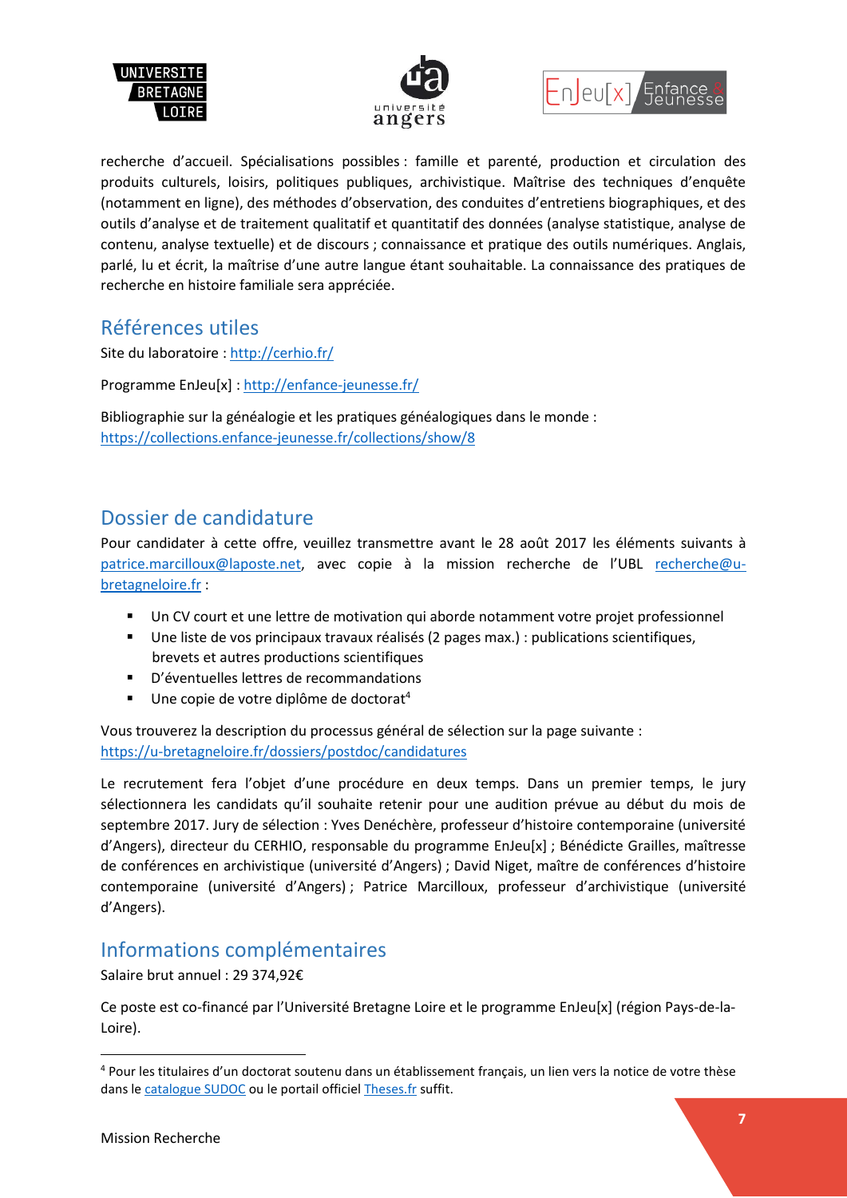recherche d'accueil. Spécialisations possibles : famille et parenté, production et circulation des produits culturels, loisirs, politiques publiques, archivistique. Maîtrise des techniques d'enquête (notamment en ligne), des méthodes d'observation, des conduites d'entretiens biographiques, et des outils d'analyse et de traitement qualitatif et quantitatif des données (analyse statistique, analyse de contenu, analyse textuelle) et de discours ; connaissance et pratique des outils numériques. Anglais, parlé, lu et écrit, la maîtrise d'une autre langue étant souhaitable. La connaissance des pratiques de recherche en histoire familiale sera appréciée.

## Références utiles

Site du laboratoire : http://cerhio.fr/

Programme EnJeu[x] : http://enfance-jeunesse.fr/

Bibliographie sur la généalogie et les pratiques généalogiques dans le monde : https://collections.enfance-jeunesse.fr/collections/show/8

## Dossier de candidature

Pour candidater à cette offre, veuillez transmettre avant le 28 août 2017 les éléments suivants à patrice.marcilloux@laposte.net, avec copie à la mission recherche de l'UBL recherche@u-bretagneloire.fr :

- Un CV court et une lettre de motivation qui aborde notamment votre projet professionnel
- Une liste de vos principaux travaux réalisés (2 pages max.) : publications scientifiques, brevets et autres productions scientifiques
- D'éventuelles lettres de recommandations
- Une copie de votre diplôme de doctorat[4]

Vous trouverez la description du processus général de sélection sur la page suivante : https://u-bretagneloire.fr/dossiers/postdoc/candidatures

Le recrutement fera l'objet d'une procédure en deux temps. Dans un premier temps, le jury sélectionnera les candidats qu'il souhaite retenir pour une audition prévue au début du mois de septembre 2017. Jury de sélection : Yves Denéchère, professeur d'histoire contemporaine (université d'Angers), directeur du CERHIO, responsable du programme EnJeu[x] ; Bénédicte Grailles, maîtresse de conférences en archivistique (université d'Angers) ; David Niget, maître de conférences d'histoire contemporaine (université d'Angers) ; Patrice Marcilloux, professeur d'archivistique (université d'Angers).

## Informations complémentaires

Salaire brut annuel : 29 374,92€

Ce poste est co-financé par l'Université Bretagne Loire et le programme EnJeu[x] (région Pays-de-la-Loire).

[4] Pour les titulaires d'un doctorat soutenu dans un établissement français, un lien vers la notice de votre thèse dans le catalogue SUDOC ou le portail officiel Theses.fr suffit.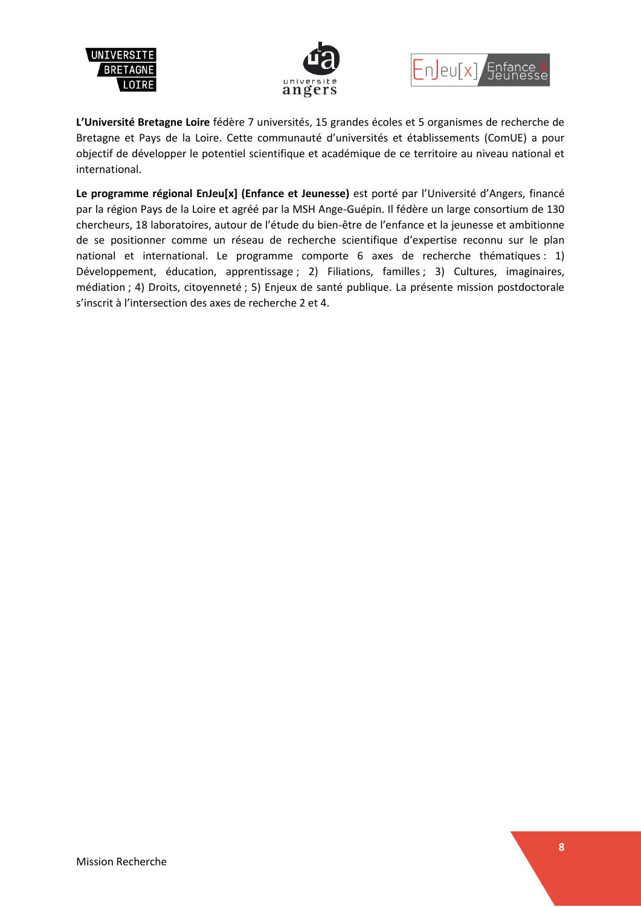**L'Université Bretagne Loire** fédère 7 universités, 15 grandes écoles et 5 organismes de recherche de Bretagne et Pays de la Loire. Cette communauté d'universités et établissements (ComUE) a pour objectif de développer le potentiel scientifique et académique de ce territoire au niveau national et international.

**Le programme régional EnJeu[x] (Enfance et Jeunesse)** est porté par l'Université d'Angers, financé par la région Pays de la Loire et agréé par la MSH Ange-Guépin. Il fédère un large consortium de 130 chercheurs, 18 laboratoires, autour de l'étude du bien-être de l'enfance et la jeunesse et ambitionne de se positionner comme un réseau de recherche scientifique d'expertise reconnu sur le plan national et international. Le programme comporte 6 axes de recherche thématiques : 1) Développement, éducation, apprentissage ; 2) Filiations, familles ; 3) Cultures, imaginaires, médiation ; 4) Droits, citoyenneté ; 5) Enjeux de santé publique. La présente mission postdoctorale s'inscrit à l'intersection des axes de recherche 2 et 4.